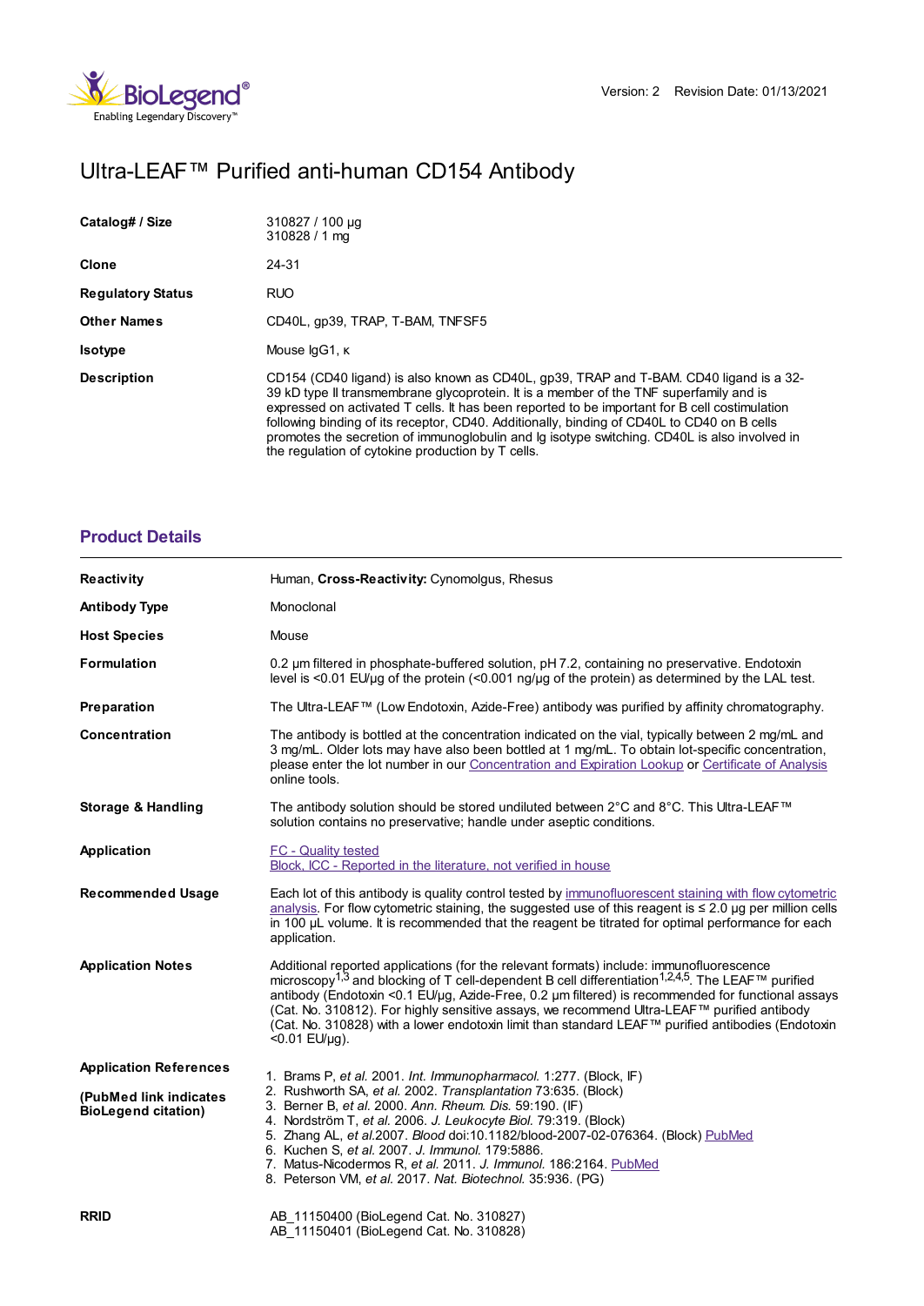Version: 2 Revision Date: 01/13/2021

# Ultra-LEAF™ Purified anti-human CD154 Antibody

| | |
|---|---|
| **Catalog# / Size** | 310827 / 100 µg<br>310828 / 1 mg |
| **Clone** | 24-31 |
| **Regulatory Status** | RUO |
| **Other Names** | CD40L, gp39, TRAP, T-BAM, TNFSF5 |
| **Isotype** | Mouse IgG1, κ |
| **Description** | CD154 (CD40 ligand) is also known as CD40L, gp39, TRAP and T-BAM. CD40 ligand is a 32-39 kD type II transmembrane glycoprotein. It is a member of the TNF superfamily and is expressed on activated T cells. It has been reported to be important for B cell costimulation following binding of its receptor, CD40. Additionally, binding of CD40L to CD40 on B cells promotes the secretion of immunoglobulin and Ig isotype switching. CD40L is also involved in the regulation of cytokine production by T cells. |

## Product Details

| | |
|---|---|
| **Reactivity** | Human, **Cross-Reactivity:** Cynomolgus, Rhesus |
| **Antibody Type** | Monoclonal |
| **Host Species** | Mouse |
| **Formulation** | 0.2 µm filtered in phosphate-buffered solution, pH 7.2, containing no preservative. Endotoxin level is <0.01 EU/µg of the protein (<0.001 ng/µg of the protein) as determined by the LAL test. |
| **Preparation** | The Ultra-LEAF™ (Low Endotoxin, Azide-Free) antibody was purified by affinity chromatography. |
| **Concentration** | The antibody is bottled at the concentration indicated on the vial, typically between 2 mg/mL and 3 mg/mL. Older lots may have also been bottled at 1 mg/mL. To obtain lot-specific concentration, please enter the lot number in our Concentration and Expiration Lookup or Certificate of Analysis online tools. |
| **Storage & Handling** | The antibody solution should be stored undiluted between 2°C and 8°C. This Ultra-LEAF™ solution contains no preservative; handle under aseptic conditions. |
| **Application** | FC - Quality tested<br>Block, ICC - Reported in the literature, not verified in house |
| **Recommended Usage** | Each lot of this antibody is quality control tested by immunofluorescent staining with flow cytometric analysis. For flow cytometric staining, the suggested use of this reagent is ≤ 2.0 µg per million cells in 100 µL volume. It is recommended that the reagent be titrated for optimal performance for each application. |
| **Application Notes** | Additional reported applications (for the relevant formats) include: immunofluorescence microscopy[1,3] and blocking of T cell-dependent B cell differentiation[1,2,4,5]. The LEAF™ purified antibody (Endotoxin <0.1 EU/µg, Azide-Free, 0.2 µm filtered) is recommended for functional assays (Cat. No. 310812). For highly sensitive assays, we recommend Ultra-LEAF™ purified antibody (Cat. No. 310828) with a lower endotoxin limit than standard LEAF™ purified antibodies (Endotoxin <0.01 EU/µg). |
| **Application References**<br><br>**(PubMed link indicates BioLegend citation)** | 1. Brams P, *et al.* 2001. *Int. Immunopharmacol.* 1:277. (Block, IF)<br>2. Rushworth SA, *et al.* 2002. *Transplantation* 73:635. (Block)<br>3. Berner B, *et al.* 2000. *Ann. Rheum. Dis.* 59:190. (IF)<br>4. Nordström T, *et al.* 2006. *J. Leukocyte Biol.* 79:319. (Block)<br>5. Zhang AL, *et al.* 2007. *Blood* doi:10.1182/blood-2007-02-076364. (Block) PubMed<br>6. Kuchen S, *et al.* 2007. *J. Immunol.* 179:5886.<br>7. Matus-Nicodermos R, *et al.* 2011. *J. Immunol.* 186:2164. PubMed<br>8. Peterson VM, *et al.* 2017. *Nat. Biotechnol.* 35:936. (PG) |
| **RRID** | AB_11150400 (BioLegend Cat. No. 310827)<br>AB_11150401 (BioLegend Cat. No. 310828) |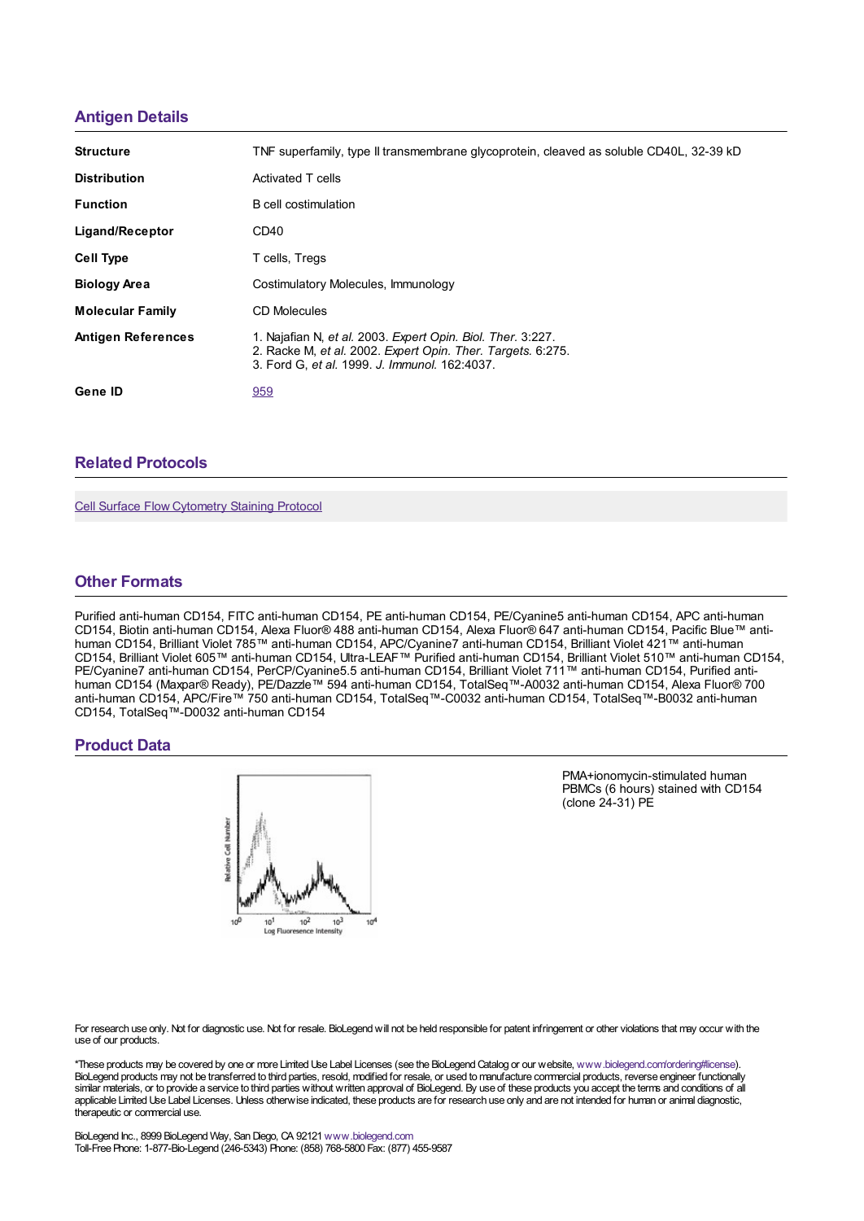## Antigen Details

| | |
|---|---|
| **Structure** | TNF superfamily, type II transmembrane glycoprotein, cleaved as soluble CD40L, 32-39 kD |
| **Distribution** | Activated T cells |
| **Function** | B cell costimulation |
| **Ligand/Receptor** | CD40 |
| **Cell Type** | T cells, Tregs |
| **Biology Area** | Costimulatory Molecules, Immunology |
| **Molecular Family** | CD Molecules |
| **Antigen References** | 1. Najafian N, *et al.* 2003. *Expert Opin. Biol. Ther.* 3:227.<br>2. Racke M, *et al.* 2002. *Expert Opin. Ther. Targets.* 6:275.<br>3. Ford G, *et al.* 1999. *J. Immunol.* 162:4037. |
| **Gene ID** | 959 |

## Related Protocols

Cell Surface Flow Cytometry Staining Protocol

## Other Formats

Purified anti-human CD154, FITC anti-human CD154, PE anti-human CD154, PE/Cyanine5 anti-human CD154, APC anti-human CD154, Biotin anti-human CD154, Alexa Fluor® 488 anti-human CD154, Alexa Fluor® 647 anti-human CD154, Pacific Blue™ anti-human CD154, Brilliant Violet 785™ anti-human CD154, APC/Cyanine7 anti-human CD154, Brilliant Violet 421™ anti-human CD154, Brilliant Violet 605™ anti-human CD154, Ultra-LEAF™ Purified anti-human CD154, Brilliant Violet 510™ anti-human CD154, PE/Cyanine7 anti-human CD154, PerCP/Cyanine5.5 anti-human CD154, Brilliant Violet 711™ anti-human CD154, Purified anti-human CD154 (Maxpar® Ready), PE/Dazzle™ 594 anti-human CD154, TotalSeq™-A0032 anti-human CD154, Alexa Fluor® 700 anti-human CD154, APC/Fire™ 750 anti-human CD154, TotalSeq™-C0032 anti-human CD154, TotalSeq™-B0032 anti-human CD154, TotalSeq™-D0032 anti-human CD154

## Product Data

Relative Cell Number

$10^0$ $10^1$ $10^2$ $10^3$ $10^4$

Log Fluorescence Intensity

PMA+ionomycin-stimulated human PBMCs (6 hours) stained with CD154 (clone 24-31) PE

For research use only. Not for diagnostic use. Not for resale. BioLegend will not be held responsible for patent infringement or other violations that may occur with the use of our products.

*These products may be covered by one or more Limited Use Label Licenses (see the BioLegend Catalog or our website, www.biolegend.com/ordering#license). BioLegend products may not be transferred to third parties, resold, modified for resale, or used to manufacture commercial products, reverse engineer functionally similar materials, or to provide a service to third parties without written approval of BioLegend. By use of these products you accept the terms and conditions of all applicable Limited Use Label Licenses. Unless otherwise indicated, these products are for research use only and are not intended for human or animal diagnostic, therapeutic or commercial use.

BioLegend Inc., 8999 BioLegend Way, San Diego, CA 92121 www.biolegend.com
Toll-Free Phone: 1-877-Bio-Legend (246-5343) Phone: (858) 768-5800 Fax: (877) 455-9587